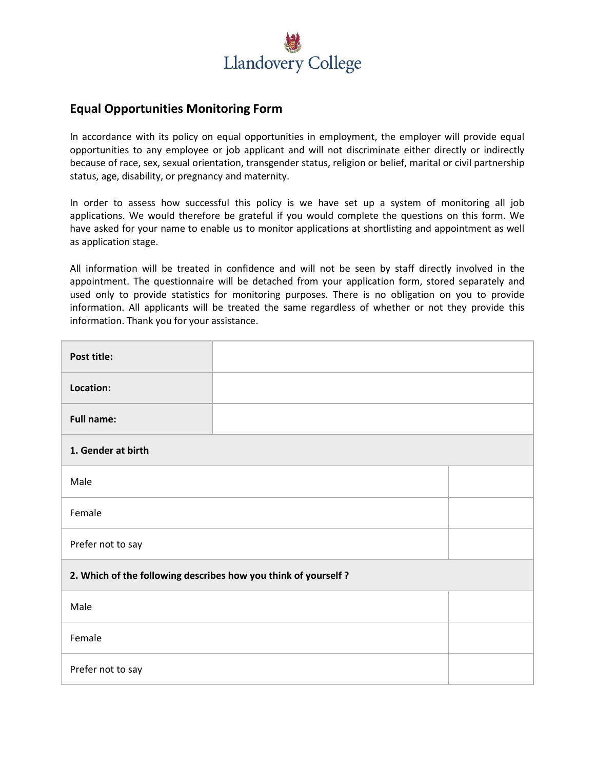Llandovery College

## Equal Opportunities Monitoring Form

In accordance with its policy on equal opportunities in employment, the employer will provide equal opportunities to any employee or job applicant and will not discriminate either directly or indirectly because of race, sex, sexual orientation, transgender status, religion or belief, marital or civil partnership status, age, disability, or pregnancy and maternity.

In order to assess how successful this policy is we have set up a system of monitoring all job applications. We would therefore be grateful if you would complete the questions on this form. We have asked for your name to enable us to monitor applications at shortlisting and appointment as well as application stage.

All information will be treated in confidence and will not be seen by staff directly involved in the appointment. The questionnaire will be detached from your application form, stored separately and used only to provide statistics for monitoring purposes. There is no obligation on you to provide information. All applicants will be treated the same regardless of whether or not they provide this information. Thank you for your assistance.

| **Post title:** | |
|---|---|
| **Location:** | |
| **Full name:** | |

| **1. Gender at birth** | |
|---|---|
| Male | |
| Female | |
| Prefer not to say | |

| **2. Which of the following describes how you think of yourself ?** | |
|---|---|
| Male | |
| Female | |
| Prefer not to say | |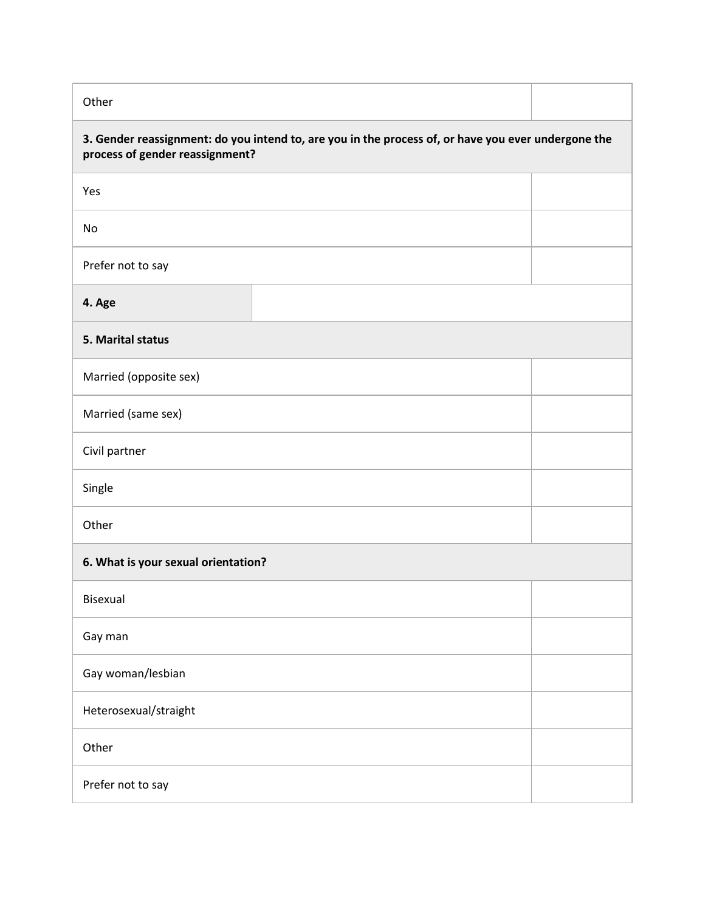| Other | |
| --- | --- |
| **3. Gender reassignment: do you intend to, are you in the process of, or have you ever undergone the process of gender reassignment?** | |
| Yes | |
| No | |
| Prefer not to say | |
| **4. Age** | |
| **5. Marital status** | |
| Married (opposite sex) | |
| Married (same sex) | |
| Civil partner | |
| Single | |
| Other | |
| **6. What is your sexual orientation?** | |
| Bisexual | |
| Gay man | |
| Gay woman/lesbian | |
| Heterosexual/straight | |
| Other | |
| Prefer not to say | |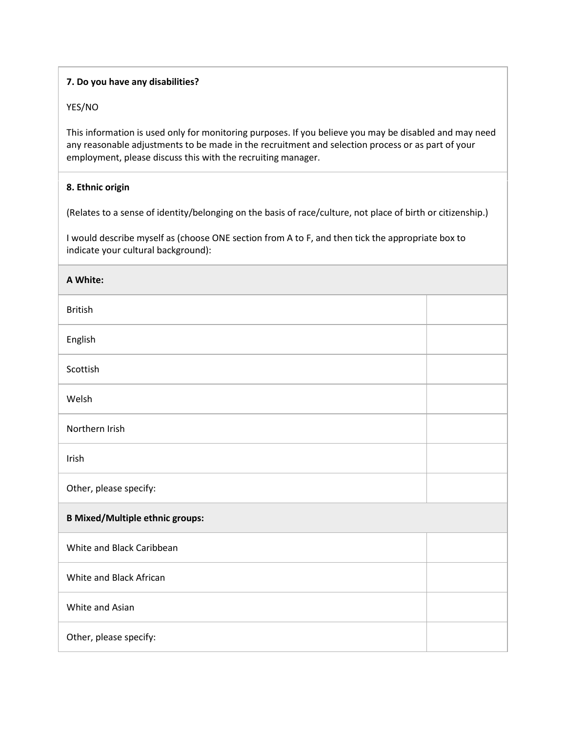**7. Do you have any disabilities?**

YES/NO

This information is used only for monitoring purposes. If you believe you may be disabled and may need any reasonable adjustments to be made in the recruitment and selection process or as part of your employment, please discuss this with the recruiting manager.

**8. Ethnic origin**

(Relates to a sense of identity/belonging on the basis of race/culture, not place of birth or citizenship.)

I would describe myself as (choose ONE section from A to F, and then tick the appropriate box to indicate your cultural background):

| **A White:** | |
|---|---|
| British | |
| English | |
| Scottish | |
| Welsh | |
| Northern Irish | |
| Irish | |
| Other, please specify: | |
| **B Mixed/Multiple ethnic groups:** | |
| White and Black Caribbean | |
| White and Black African | |
| White and Asian | |
| Other, please specify: | |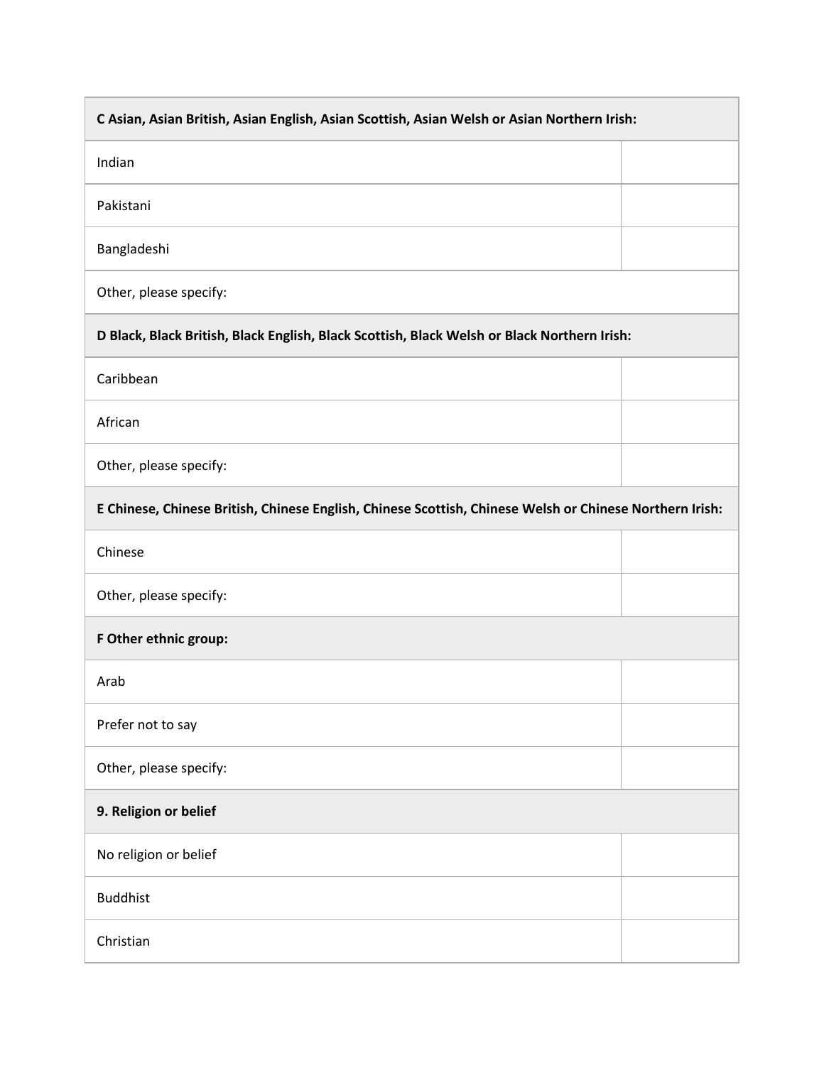| C Asian, Asian British, Asian English, Asian Scottish, Asian Welsh or Asian Northern Irish: | |
|---|---|
| Indian | |
| Pakistani | |
| Bangladeshi | |
| Other, please specify: | |
| **D Black, Black British, Black English, Black Scottish, Black Welsh or Black Northern Irish:** | |
| Caribbean | |
| African | |
| Other, please specify: | |
| **E Chinese, Chinese British, Chinese English, Chinese Scottish, Chinese Welsh or Chinese Northern Irish:** | |
| Chinese | |
| Other, please specify: | |
| **F Other ethnic group:** | |
| Arab | |
| Prefer not to say | |
| Other, please specify: | |
| **9. Religion or belief** | |
| No religion or belief | |
| Buddhist | |
| Christian | |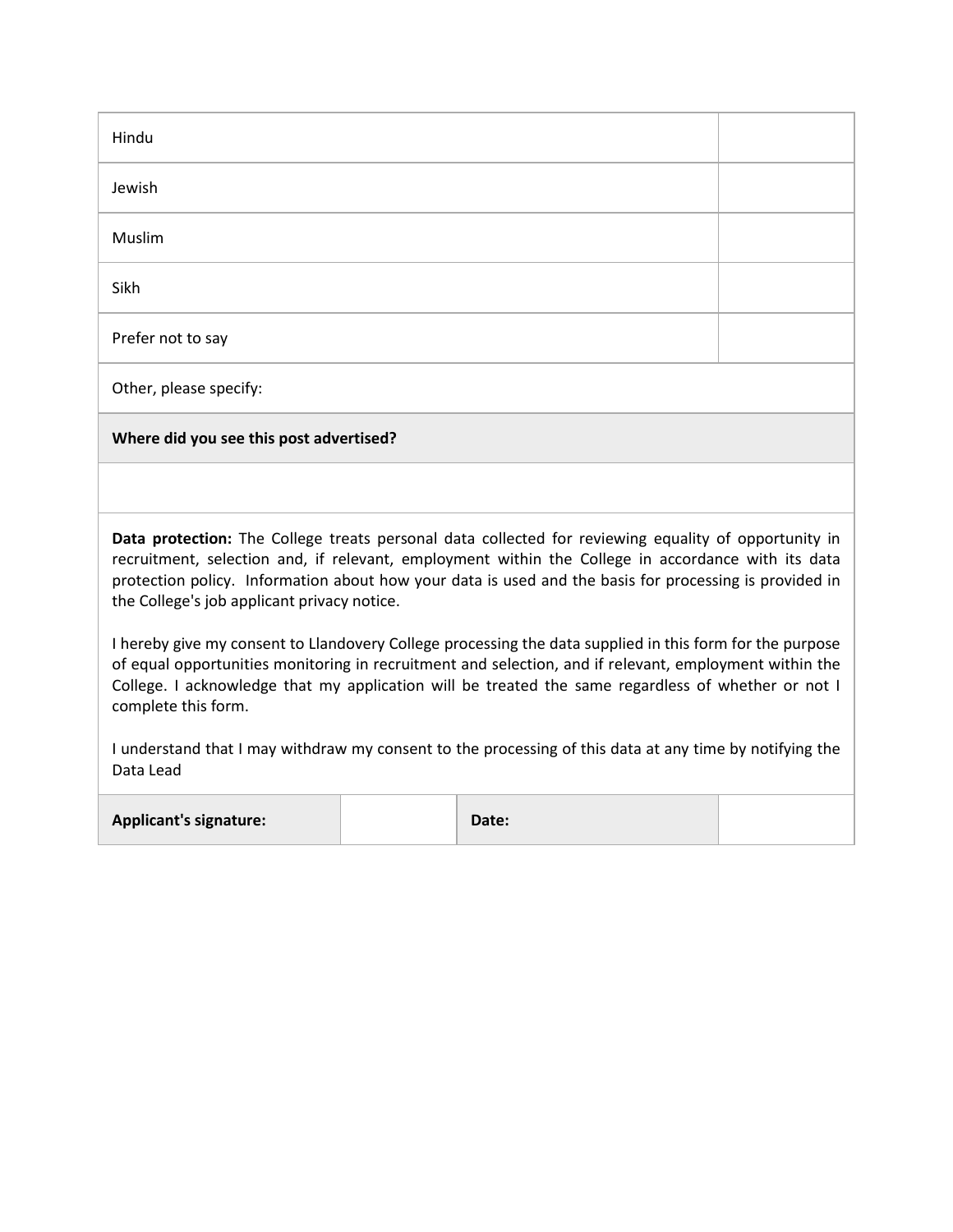| | |
|---|---|
| Hindu | |
| Jewish | |
| Muslim | |
| Sikh | |
| Prefer not to say | |
| Other, please specify: | |

| |
|---|
| **Where did you see this post advertised?** |
| |

**Data protection:** The College treats personal data collected for reviewing equality of opportunity in recruitment, selection and, if relevant, employment within the College in accordance with its data protection policy. Information about how your data is used and the basis for processing is provided in the College's job applicant privacy notice.

I hereby give my consent to Llandovery College processing the data supplied in this form for the purpose of equal opportunities monitoring in recruitment and selection, and if relevant, employment within the College. I acknowledge that my application will be treated the same regardless of whether or not I complete this form.

I understand that I may withdraw my consent to the processing of this data at any time by notifying the Data Lead

| | | | |
|---|---|---|---|
| **Applicant's signature:** | | **Date:** | |